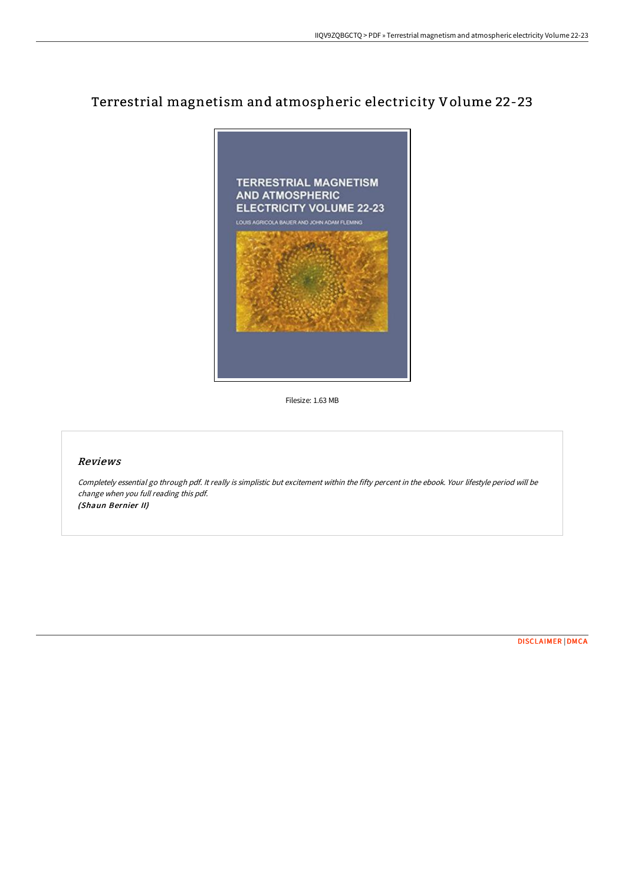# Terrestrial magnetism and atmospheric electricity Volume 22-23

Filesize: 1.63 MB

## *Reviews*

*Completely essential go through pdf. It really is simplistic but excitement within the fifty percent in the ebook. Your lifestyle period will be change when you full reading this pdf.*
***(Shaun Bernier II)***

DISCLAIMER | DMCA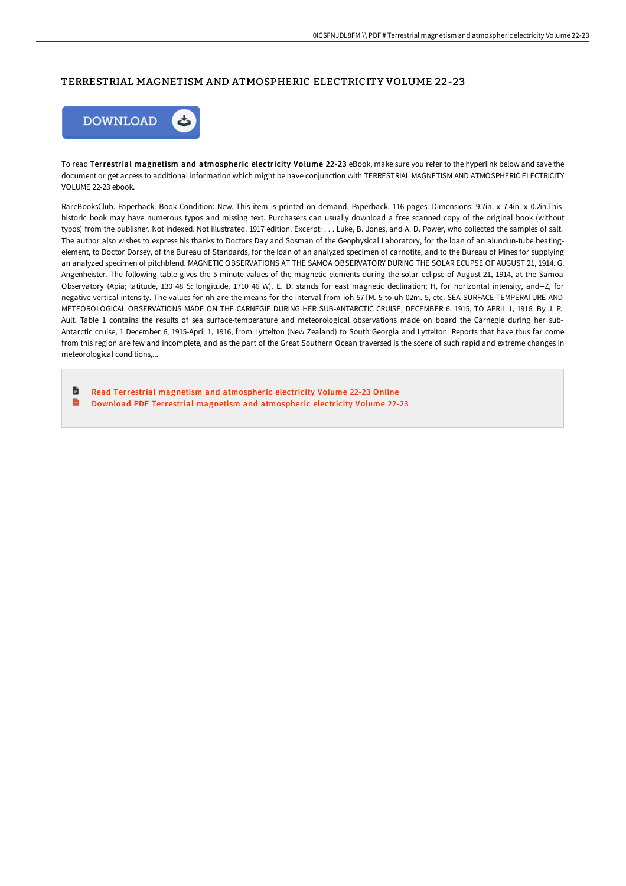# TERRESTRIAL MAGNETISM AND ATMOSPHERIC ELECTRICITY VOLUME 22-23

DOWNLOAD

To read **Terrestrial magnetism and atmospheric electricity Volume 22-23** eBook, make sure you refer to the hyperlink below and save the document or get access to additional information which might be have conjunction with TERRESTRIAL MAGNETISM AND ATMOSPHERIC ELECTRICITY VOLUME 22-23 ebook.

RareBooksClub. Paperback. Book Condition: New. This item is printed on demand. Paperback. 116 pages. Dimensions: 9.7in. x 7.4in. x 0.2in.This historic book may have numerous typos and missing text. Purchasers can usually download a free scanned copy of the original book (without typos) from the publisher. Not indexed. Not illustrated. 1917 edition. Excerpt: . . . Luke, B. Jones, and A. D. Power, who collected the samples of salt. The author also wishes to express his thanks to Doctors Day and Sosman of the Geophysical Laboratory, for the loan of an alundun-tube heating-element, to Doctor Dorsey, of the Bureau of Standards, for the loan of an analyzed specimen of carnotite, and to the Bureau of Mines for supplying an analyzed specimen of pitchblend. MAGNETIC OBSERVATIONS AT THE SAMOA OBSERVATORY DURING THE SOLAR ECUPSE OF AUGUST 21, 1914. G. Angenheister. The following table gives the 5-minute values of the magnetic elements during the solar eclipse of August 21, 1914, at the Samoa Observatory (Apia; latitude, 130 48 S: longitude, 1710 46 W). E. D. stands for east magnetic declination; H, for horizontal intensity, and--Z, for negative vertical intensity. The values for nh are the means for the interval from ioh 57TM. 5 to uh 02m. 5, etc. SEA SURFACE-TEMPERATURE AND METEOROLOGICAL OBSERVATIONS MADE ON THE CARNEGIE DURING HER SUB-ANTARCTIC CRUISE, DECEMBER 6. 1915, TO APRIL 1, 1916. By J. P. Ault. Table 1 contains the results of sea surface-temperature and meteorological observations made on board the Carnegie during her sub-Antarctic cruise, 1 December 6, 1915-April 1, 1916, from Lyttelton (New Zealand) to South Georgia and Lyttelton. Reports that have thus far come from this region are few and incomplete, and as the part of the Great Southern Ocean traversed is the scene of such rapid and extreme changes in meteorological conditions,...

- Read Terrestrial magnetism and atmospheric electricity Volume 22-23 Online
- Download PDF Terrestrial magnetism and atmospheric electricity Volume 22-23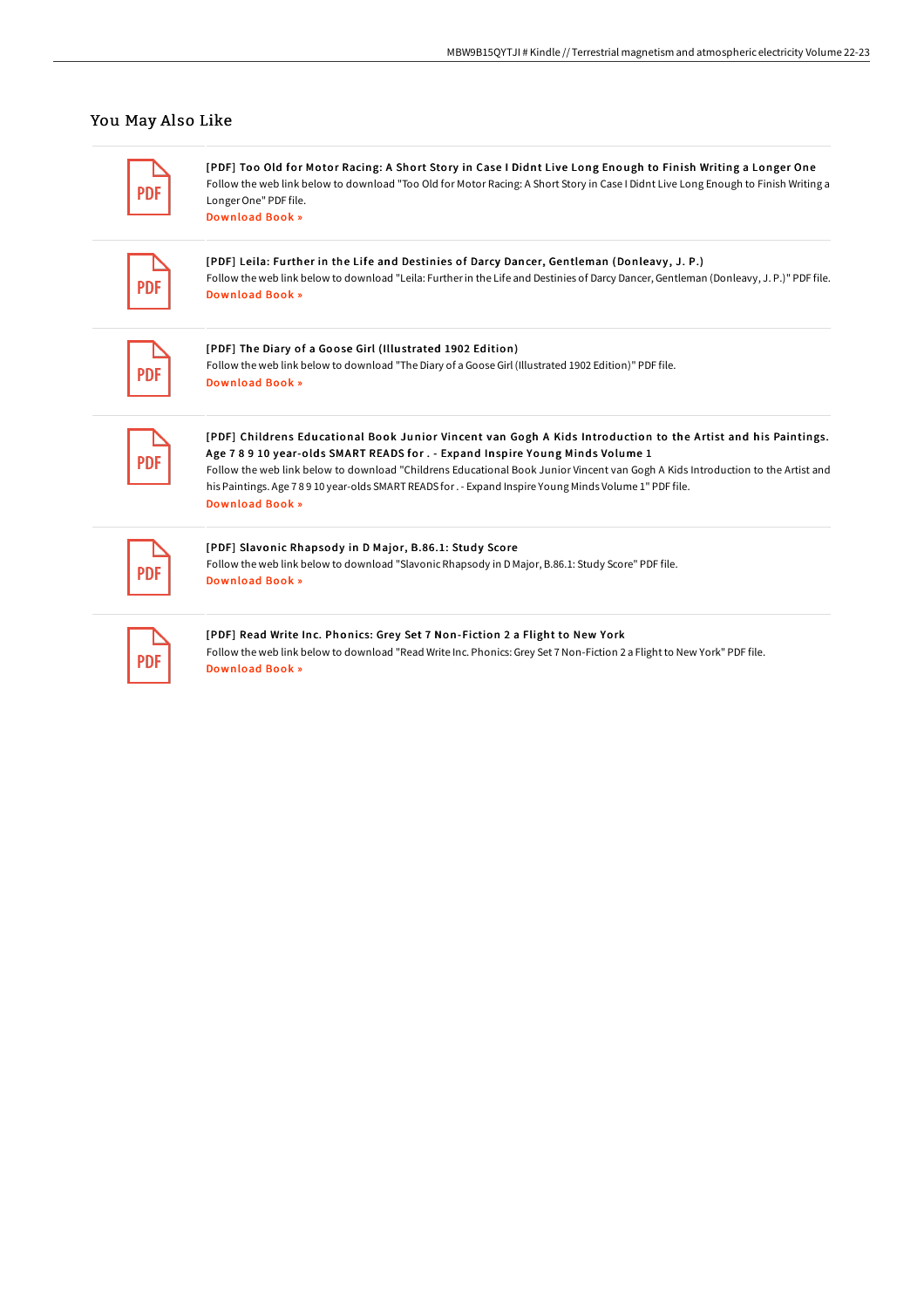## You May Also Like

[PDF] Too Old for Motor Racing: A Short Story in Case I Didnt Live Long Enough to Finish Writing a Longer One
Follow the web link below to download "Too Old for Motor Racing: A Short Story in Case I Didnt Live Long Enough to Finish Writing a Longer One" PDF file.
Download Book »

[PDF] Leila: Further in the Life and Destinies of Darcy Dancer, Gentleman (Donleavy, J. P.)
Follow the web link below to download "Leila: Further in the Life and Destinies of Darcy Dancer, Gentleman (Donleavy, J. P.)" PDF file.
Download Book »

[PDF] The Diary of a Goose Girl (Illustrated 1902 Edition)
Follow the web link below to download "The Diary of a Goose Girl (Illustrated 1902 Edition)" PDF file.
Download Book »

[PDF] Childrens Educational Book Junior Vincent van Gogh A Kids Introduction to the Artist and his Paintings. Age 7 8 9 10 year-olds SMART READS for . - Expand Inspire Young Minds Volume 1
Follow the web link below to download "Childrens Educational Book Junior Vincent van Gogh A Kids Introduction to the Artist and his Paintings. Age 7 8 9 10 year-olds SMART READS for . - Expand Inspire Young Minds Volume 1" PDF file.
Download Book »

[PDF] Slavonic Rhapsody in D Major, B.86.1: Study Score
Follow the web link below to download "Slavonic Rhapsody in D Major, B.86.1: Study Score" PDF file.
Download Book »

[PDF] Read Write Inc. Phonics: Grey Set 7 Non-Fiction 2 a Flight to New York
Follow the web link below to download "Read Write Inc. Phonics: Grey Set 7 Non-Fiction 2 a Flight to New York" PDF file.
Download Book »